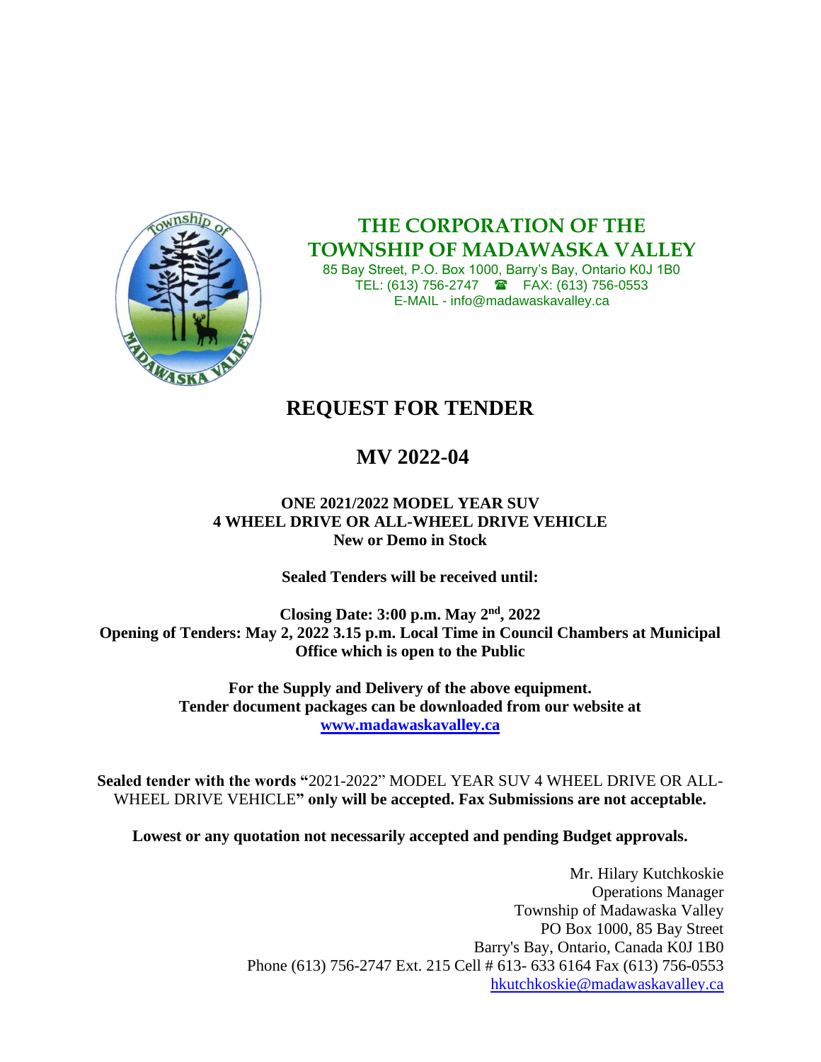# THE CORPORATION OF THE TOWNSHIP OF MADAWASKA VALLEY

85 Bay Street, P.O. Box 1000, Barry's Bay, Ontario K0J 1B0
TEL: (613) 756-2747 ☎ FAX: (613) 756-0553
E-MAIL - info@madawaskavalley.ca

# REQUEST FOR TENDER

# MV 2022-04

**ONE 2021/2022 MODEL YEAR SUV**
**4 WHEEL DRIVE OR ALL-WHEEL DRIVE VEHICLE**
**New or Demo in Stock**

**Sealed Tenders will be received until:**

**Closing Date: 3:00 p.m. May 2nd, 2022**
**Opening of Tenders: May 2, 2022 3.15 p.m. Local Time in Council Chambers at Municipal Office which is open to the Public**

**For the Supply and Delivery of the above equipment.**
**Tender document packages can be downloaded from our website at [www.madawaskavalley.ca](www.madawaskavalley.ca)**

**Sealed tender with the words "**2021-2022" MODEL YEAR SUV 4 WHEEL DRIVE OR ALL-WHEEL DRIVE VEHICLE**" only will be accepted. Fax Submissions are not acceptable.**

**Lowest or any quotation not necessarily accepted and pending Budget approvals.**

Mr. Hilary Kutchkoskie
Operations Manager
Township of Madawaska Valley
PO Box 1000, 85 Bay Street
Barry's Bay, Ontario, Canada K0J 1B0
Phone (613) 756-2747 Ext. 215 Cell # 613- 633 6164 Fax (613) 756-0553
hkutchkoskie@madawaskavalley.ca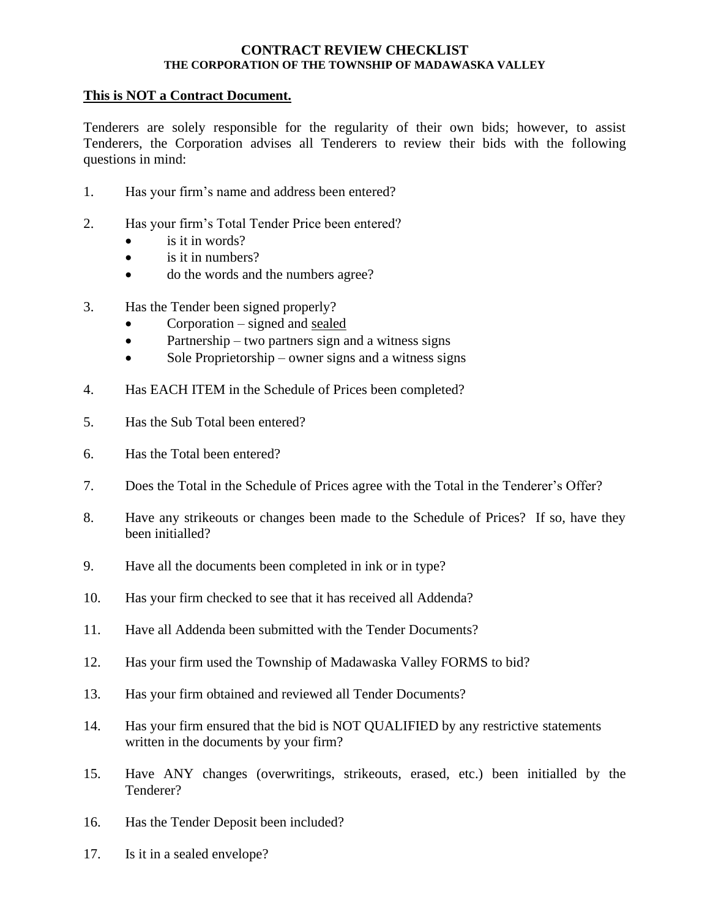# CONTRACT REVIEW CHECKLIST

## THE CORPORATION OF THE TOWNSHIP OF MADAWASKA VALLEY

**This is NOT a Contract Document.**

Tenderers are solely responsible for the regularity of their own bids; however, to assist Tenderers, the Corporation advises all Tenderers to review their bids with the following questions in mind:

1. Has your firm's name and address been entered?
2. Has your firm's Total Tender Price been entered?
   - is it in words?
   - is it in numbers?
   - do the words and the numbers agree?
3. Has the Tender been signed properly?
   - Corporation – signed and <u>sealed</u>
   - Partnership – two partners sign and a witness signs
   - Sole Proprietorship – owner signs and a witness signs
4. Has EACH ITEM in the Schedule of Prices been completed?
5. Has the Sub Total been entered?
6. Has the Total been entered?
7. Does the Total in the Schedule of Prices agree with the Total in the Tenderer's Offer?
8. Have any strikeouts or changes been made to the Schedule of Prices? If so, have they been initialled?
9. Have all the documents been completed in ink or in type?
10. Has your firm checked to see that it has received all Addenda?
11. Have all Addenda been submitted with the Tender Documents?
12. Has your firm used the Township of Madawaska Valley FORMS to bid?
13. Has your firm obtained and reviewed all Tender Documents?
14. Has your firm ensured that the bid is NOT QUALIFIED by any restrictive statements written in the documents by your firm?
15. Have ANY changes (overwritings, strikeouts, erased, etc.) been initialled by the Tenderer?
16. Has the Tender Deposit been included?
17. Is it in a sealed envelope?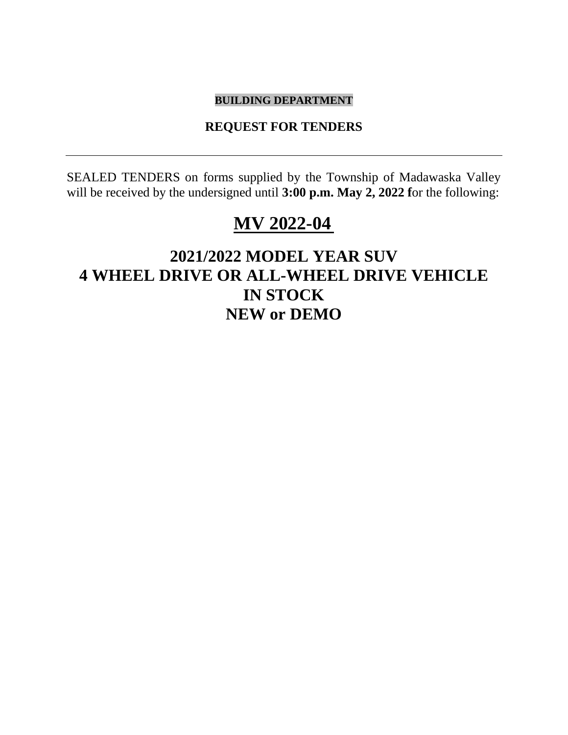**BUILDING DEPARTMENT**

**REQUEST FOR TENDERS**

---

SEALED TENDERS on forms supplied by the Township of Madawaska Valley will be received by the undersigned until **3:00 p.m. May 2, 2022 f**or the following:

# MV 2022-04

## 2021/2022 MODEL YEAR SUV
## 4 WHEEL DRIVE OR ALL-WHEEL DRIVE VEHICLE
## IN STOCK
## NEW or DEMO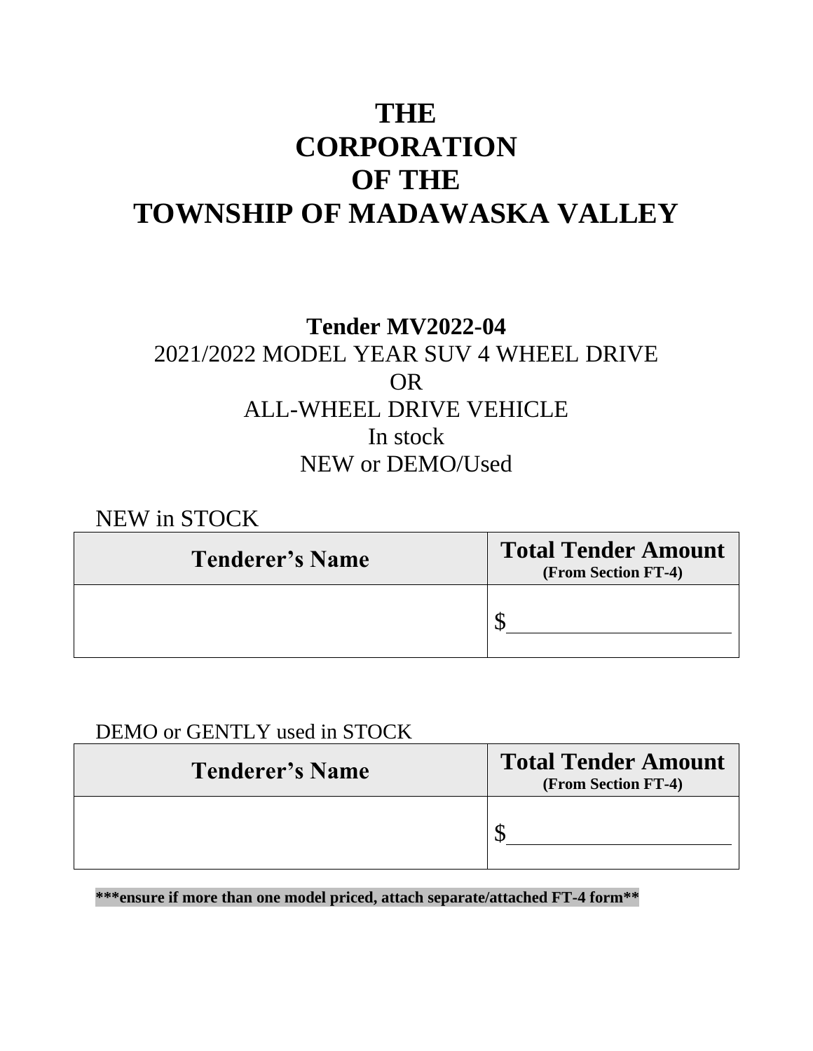# THE CORPORATION OF THE TOWNSHIP OF MADAWASKA VALLEY

## Tender MV2022-04

2021/2022 MODEL YEAR SUV 4 WHEEL DRIVE

OR

ALL-WHEEL DRIVE VEHICLE

In stock

NEW or DEMO/Used

NEW in STOCK

| Tenderer's Name | Total Tender Amount (From Section FT-4) |
|---|---|
| | $\_\_\_\_\_\_\_\_\_\_\_\_\_\_\_\_\_\_\_\_ |

DEMO or GENTLY used in STOCK

| Tenderer's Name | Total Tender Amount (From Section FT-4) |
|---|---|
| | $\_\_\_\_\_\_\_\_\_\_\_\_\_\_\_\_\_\_\_\_ |

**\*\*\*ensure if more than one model priced, attach separate/attached FT-4 form\*\***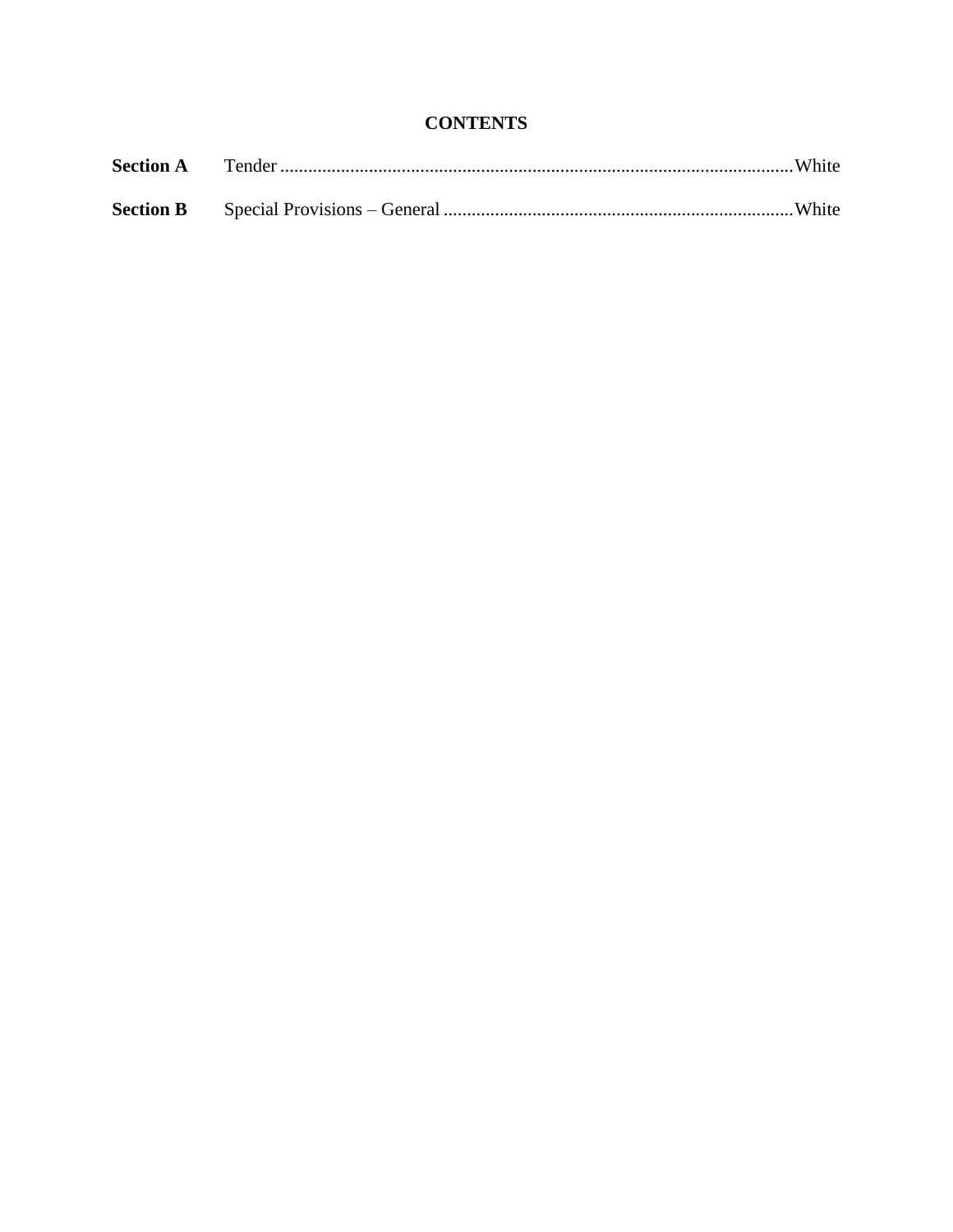# CONTENTS

| | | |
|---|---|---|
| **Section A** | Tender | White |
| **Section B** | Special Provisions – General | White |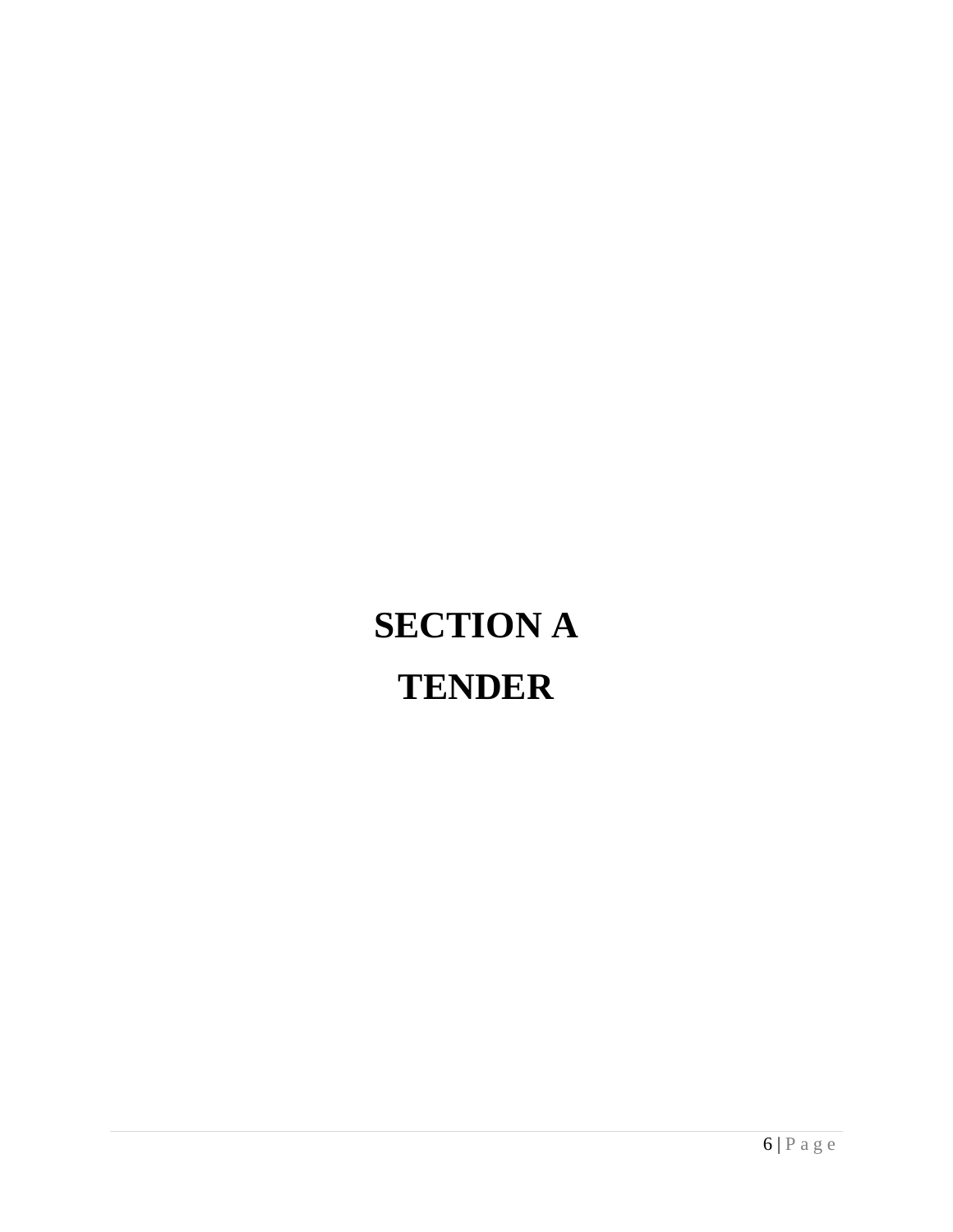# SECTION A

# TENDER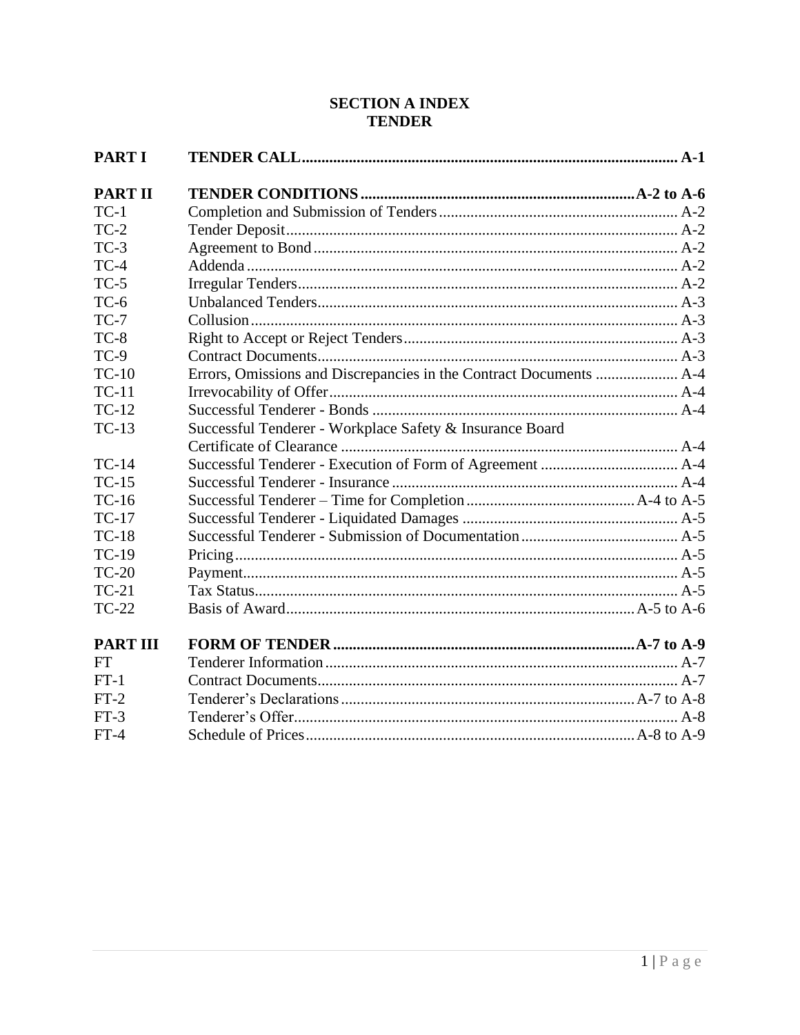# SECTION A INDEX
# TENDER

| | | |
|---|---|---|
| **PART I** | **TENDER CALL** | **A-1** |
| | | |
| **PART II** | **TENDER CONDITIONS** | **A-2 to A-6** |
| TC-1 | Completion and Submission of Tenders | A-2 |
| TC-2 | Tender Deposit | A-2 |
| TC-3 | Agreement to Bond | A-2 |
| TC-4 | Addenda | A-2 |
| TC-5 | Irregular Tenders | A-2 |
| TC-6 | Unbalanced Tenders | A-3 |
| TC-7 | Collusion | A-3 |
| TC-8 | Right to Accept or Reject Tenders | A-3 |
| TC-9 | Contract Documents | A-3 |
| TC-10 | Errors, Omissions and Discrepancies in the Contract Documents | A-4 |
| TC-11 | Irrevocability of Offer | A-4 |
| TC-12 | Successful Tenderer - Bonds | A-4 |
| TC-13 | Successful Tenderer - Workplace Safety & Insurance Board Certificate of Clearance | A-4 |
| TC-14 | Successful Tenderer - Execution of Form of Agreement | A-4 |
| TC-15 | Successful Tenderer - Insurance | A-4 |
| TC-16 | Successful Tenderer – Time for Completion | A-4 to A-5 |
| TC-17 | Successful Tenderer - Liquidated Damages | A-5 |
| TC-18 | Successful Tenderer - Submission of Documentation | A-5 |
| TC-19 | Pricing | A-5 |
| TC-20 | Payment | A-5 |
| TC-21 | Tax Status | A-5 |
| TC-22 | Basis of Award | A-5 to A-6 |
| | | |
| **PART III** | **FORM OF TENDER** | **A-7 to A-9** |
| FT | Tenderer Information | A-7 |
| FT-1 | Contract Documents | A-7 |
| FT-2 | Tenderer's Declarations | A-7 to A-8 |
| FT-3 | Tenderer's Offer | A-8 |
| FT-4 | Schedule of Prices | A-8 to A-9 |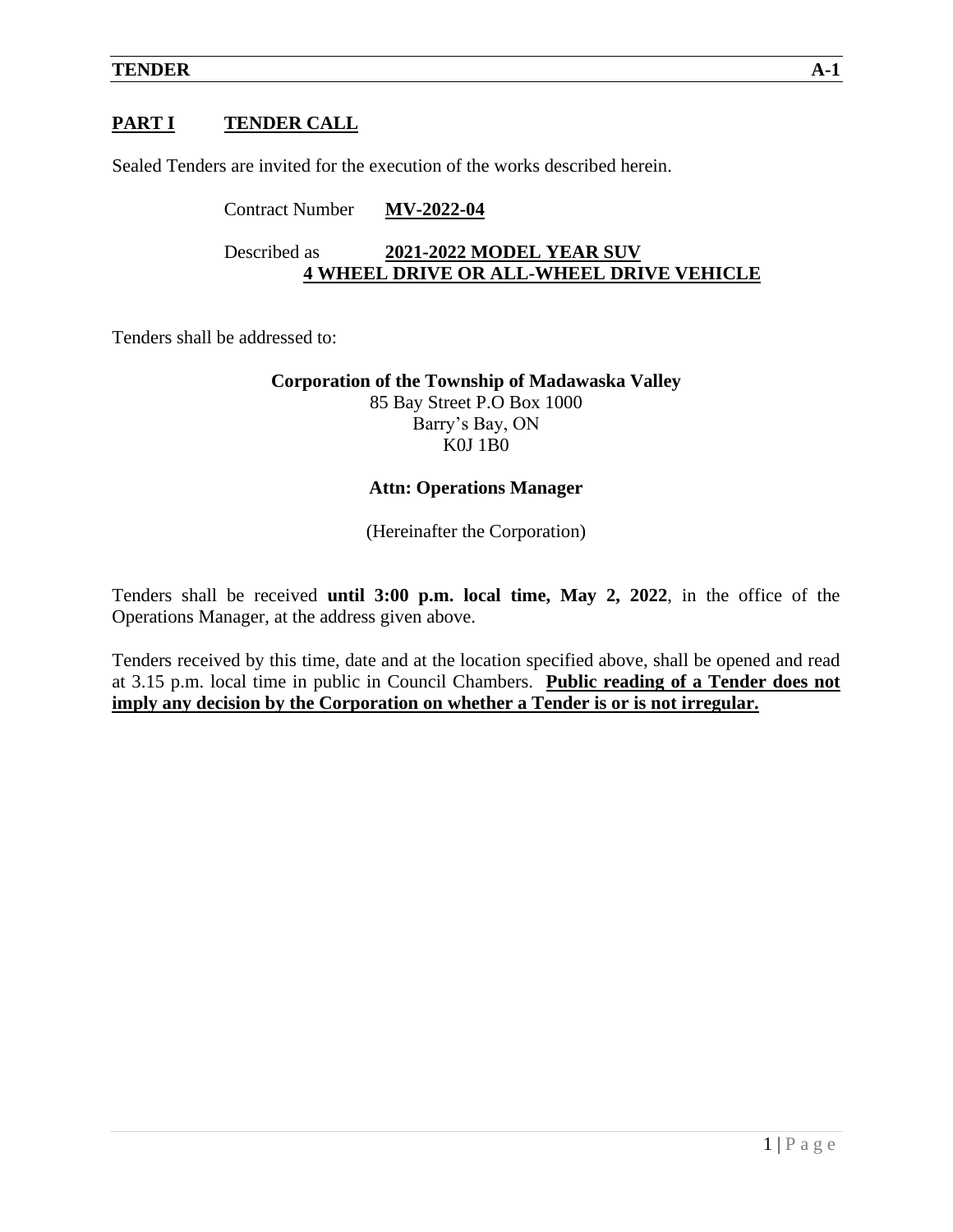## PART I TENDER CALL

Sealed Tenders are invited for the execution of the works described herein.

Contract Number **MV-2022-04**

Described as **2021-2022 MODEL YEAR SUV 4 WHEEL DRIVE OR ALL-WHEEL DRIVE VEHICLE**

Tenders shall be addressed to:

**Corporation of the Township of Madawaska Valley**
85 Bay Street P.O Box 1000
Barry's Bay, ON
K0J 1B0

**Attn: Operations Manager**

(Hereinafter the Corporation)

Tenders shall be received **until 3:00 p.m. local time, May 2, 2022**, in the office of the Operations Manager, at the address given above.

Tenders received by this time, date and at the location specified above, shall be opened and read at 3.15 p.m. local time in public in Council Chambers. **Public reading of a Tender does not imply any decision by the Corporation on whether a Tender is or is not irregular.**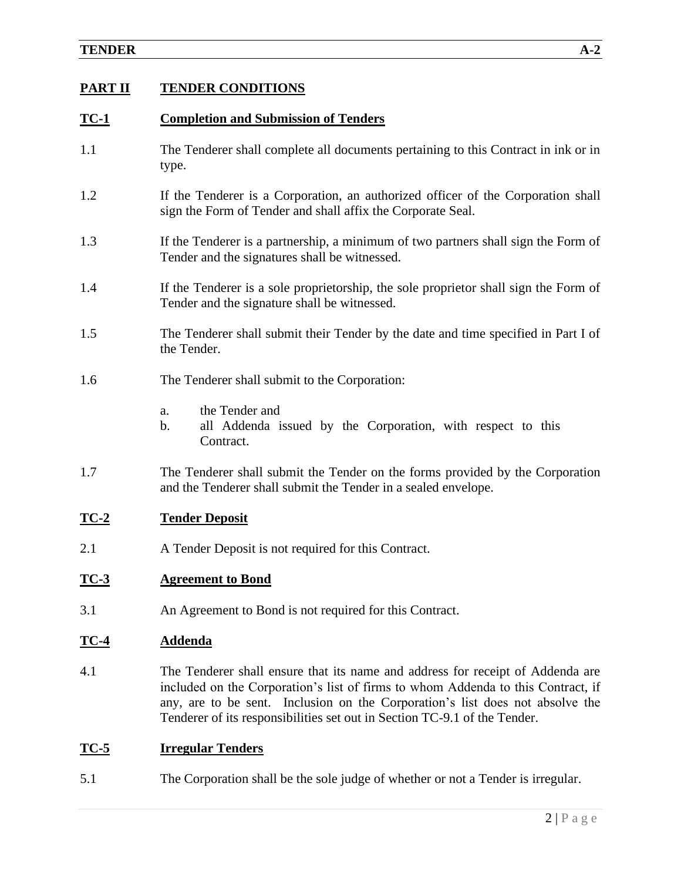## PART II TENDER CONDITIONS

### TC-1 Completion and Submission of Tenders

1.1 The Tenderer shall complete all documents pertaining to this Contract in ink or in type.

1.2 If the Tenderer is a Corporation, an authorized officer of the Corporation shall sign the Form of Tender and shall affix the Corporate Seal.

1.3 If the Tenderer is a partnership, a minimum of two partners shall sign the Form of Tender and the signatures shall be witnessed.

1.4 If the Tenderer is a sole proprietorship, the sole proprietor shall sign the Form of Tender and the signature shall be witnessed.

1.5 The Tenderer shall submit their Tender by the date and time specified in Part I of the Tender.

1.6 The Tenderer shall submit to the Corporation:

a. the Tender and
b. all Addenda issued by the Corporation, with respect to this Contract.

1.7 The Tenderer shall submit the Tender on the forms provided by the Corporation and the Tenderer shall submit the Tender in a sealed envelope.

### TC-2 Tender Deposit

2.1 A Tender Deposit is not required for this Contract.

### TC-3 Agreement to Bond

3.1 An Agreement to Bond is not required for this Contract.

### TC-4 Addenda

4.1 The Tenderer shall ensure that its name and address for receipt of Addenda are included on the Corporation's list of firms to whom Addenda to this Contract, if any, are to be sent. Inclusion on the Corporation's list does not absolve the Tenderer of its responsibilities set out in Section TC-9.1 of the Tender.

### TC-5 Irregular Tenders

5.1 The Corporation shall be the sole judge of whether or not a Tender is irregular.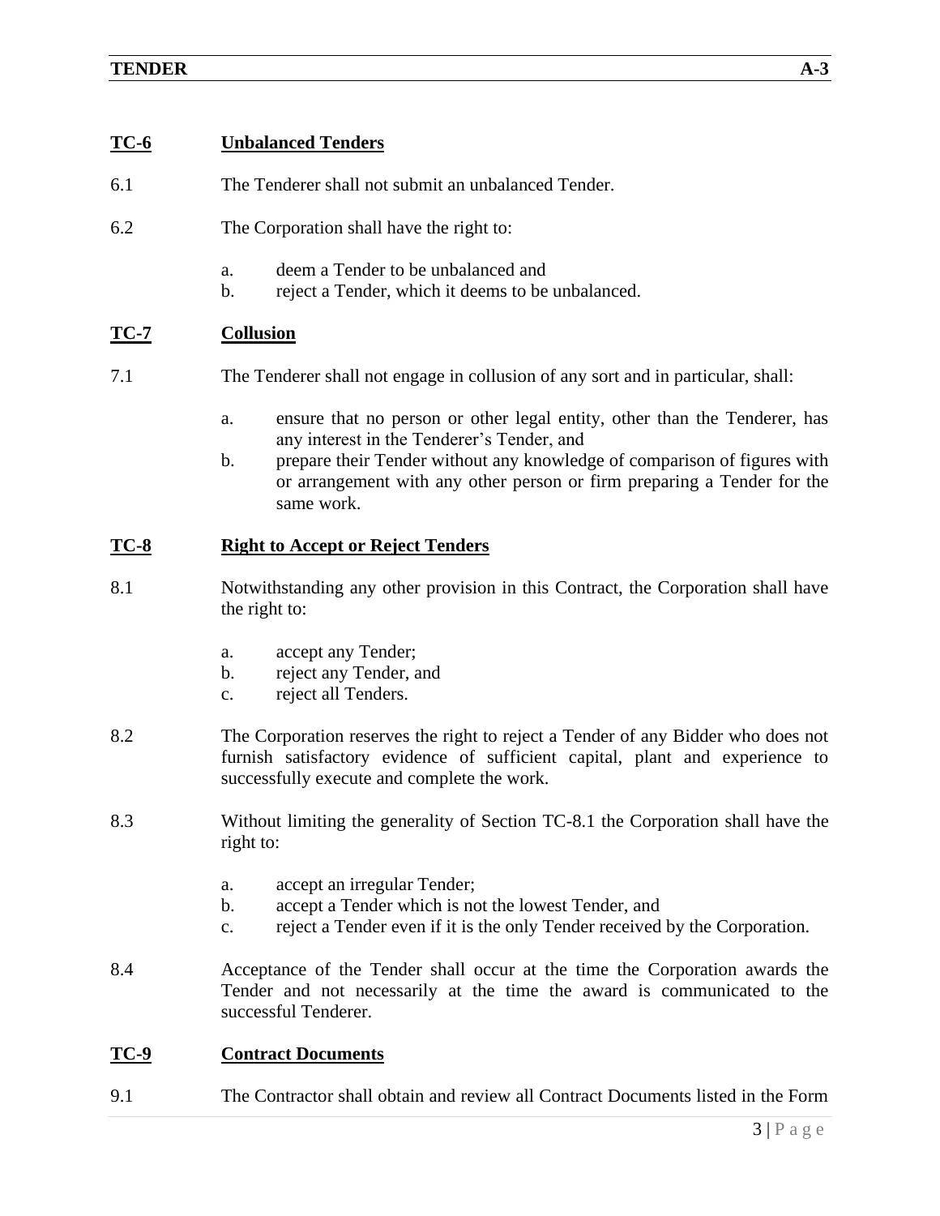## TC-6 Unbalanced Tenders

6.1 The Tenderer shall not submit an unbalanced Tender.

6.2 The Corporation shall have the right to:

a. deem a Tender to be unbalanced and
b. reject a Tender, which it deems to be unbalanced.

## TC-7 Collusion

7.1 The Tenderer shall not engage in collusion of any sort and in particular, shall:

a. ensure that no person or other legal entity, other than the Tenderer, has any interest in the Tenderer's Tender, and
b. prepare their Tender without any knowledge of comparison of figures with or arrangement with any other person or firm preparing a Tender for the same work.

## TC-8 Right to Accept or Reject Tenders

8.1 Notwithstanding any other provision in this Contract, the Corporation shall have the right to:

a. accept any Tender;
b. reject any Tender, and
c. reject all Tenders.

8.2 The Corporation reserves the right to reject a Tender of any Bidder who does not furnish satisfactory evidence of sufficient capital, plant and experience to successfully execute and complete the work.

8.3 Without limiting the generality of Section TC-8.1 the Corporation shall have the right to:

a. accept an irregular Tender;
b. accept a Tender which is not the lowest Tender, and
c. reject a Tender even if it is the only Tender received by the Corporation.

8.4 Acceptance of the Tender shall occur at the time the Corporation awards the Tender and not necessarily at the time the award is communicated to the successful Tenderer.

## TC-9 Contract Documents

9.1 The Contractor shall obtain and review all Contract Documents listed in the Form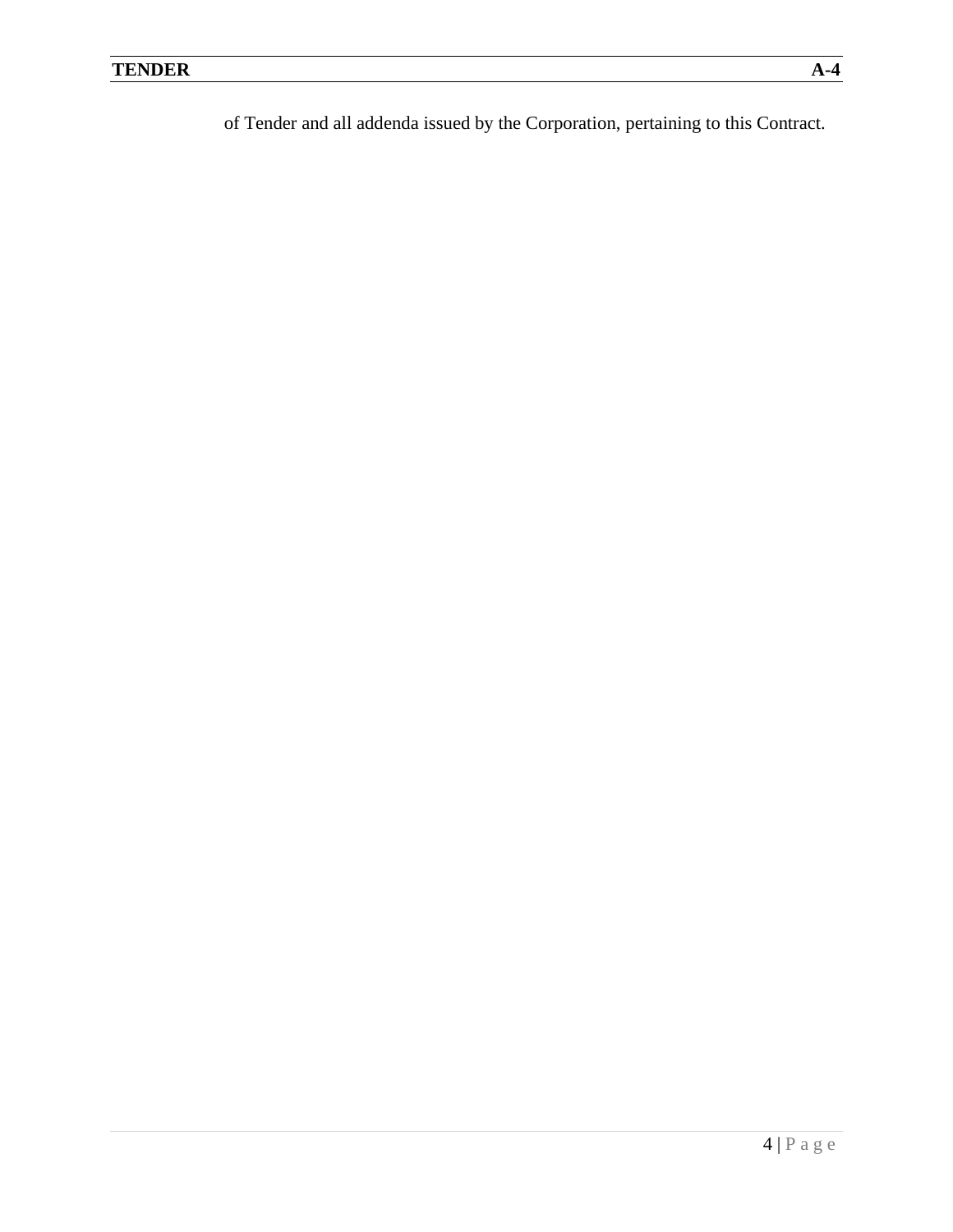of Tender and all addenda issued by the Corporation, pertaining to this Contract.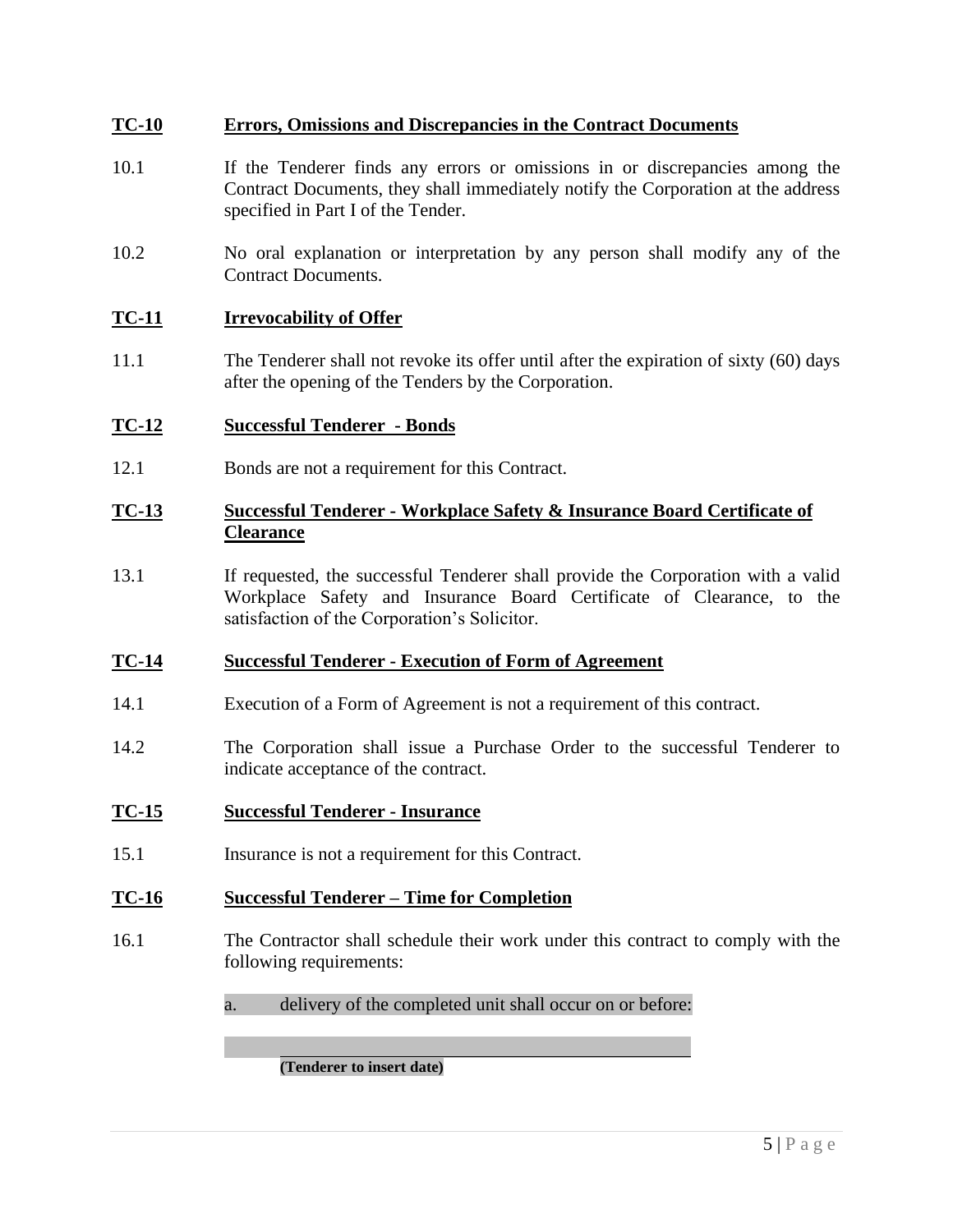## TC-10 Errors, Omissions and Discrepancies in the Contract Documents

10.1 If the Tenderer finds any errors or omissions in or discrepancies among the Contract Documents, they shall immediately notify the Corporation at the address specified in Part I of the Tender.

10.2 No oral explanation or interpretation by any person shall modify any of the Contract Documents.

## TC-11 Irrevocability of Offer

11.1 The Tenderer shall not revoke its offer until after the expiration of sixty (60) days after the opening of the Tenders by the Corporation.

## TC-12 Successful Tenderer - Bonds

12.1 Bonds are not a requirement for this Contract.

## TC-13 Successful Tenderer - Workplace Safety & Insurance Board Certificate of Clearance

13.1 If requested, the successful Tenderer shall provide the Corporation with a valid Workplace Safety and Insurance Board Certificate of Clearance, to the satisfaction of the Corporation's Solicitor.

## TC-14 Successful Tenderer - Execution of Form of Agreement

14.1 Execution of a Form of Agreement is not a requirement of this contract.

14.2 The Corporation shall issue a Purchase Order to the successful Tenderer to indicate acceptance of the contract.

## TC-15 Successful Tenderer - Insurance

15.1 Insurance is not a requirement for this Contract.

## TC-16 Successful Tenderer – Time for Completion

16.1 The Contractor shall schedule their work under this contract to comply with the following requirements:

a. delivery of the completed unit shall occur on or before:

\_\_\_\_\_\_\_\_\_\_\_\_\_\_\_\_\_\_\_\_\_\_\_\_\_\_\_\_\_\_\_\_\_\_\_\_\_\_\_\_

**(Tenderer to insert date)**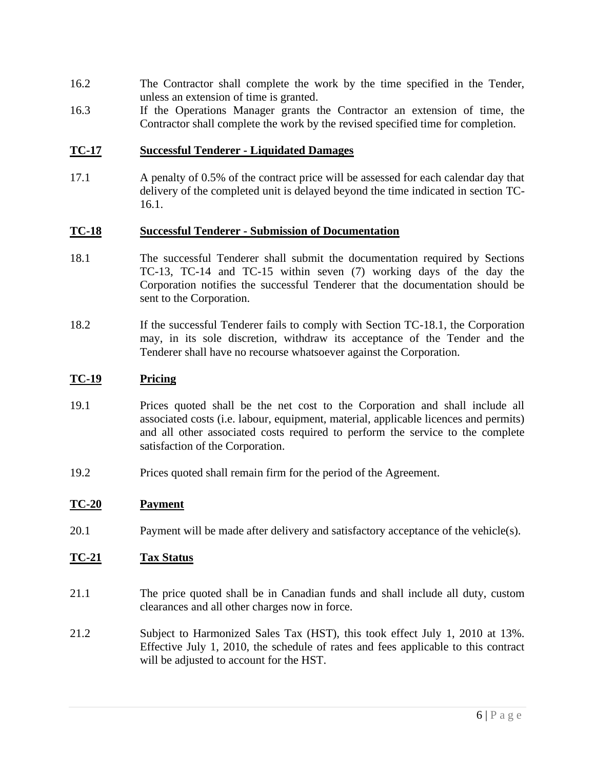16.2 The Contractor shall complete the work by the time specified in the Tender, unless an extension of time is granted.

16.3 If the Operations Manager grants the Contractor an extension of time, the Contractor shall complete the work by the revised specified time for completion.

## TC-17 Successful Tenderer - Liquidated Damages

17.1 A penalty of 0.5% of the contract price will be assessed for each calendar day that delivery of the completed unit is delayed beyond the time indicated in section TC-16.1.

## TC-18 Successful Tenderer - Submission of Documentation

18.1 The successful Tenderer shall submit the documentation required by Sections TC-13, TC-14 and TC-15 within seven (7) working days of the day the Corporation notifies the successful Tenderer that the documentation should be sent to the Corporation.

18.2 If the successful Tenderer fails to comply with Section TC-18.1, the Corporation may, in its sole discretion, withdraw its acceptance of the Tender and the Tenderer shall have no recourse whatsoever against the Corporation.

## TC-19 Pricing

19.1 Prices quoted shall be the net cost to the Corporation and shall include all associated costs (i.e. labour, equipment, material, applicable licences and permits) and all other associated costs required to perform the service to the complete satisfaction of the Corporation.

19.2 Prices quoted shall remain firm for the period of the Agreement.

## TC-20 Payment

20.1 Payment will be made after delivery and satisfactory acceptance of the vehicle(s).

## TC-21 Tax Status

21.1 The price quoted shall be in Canadian funds and shall include all duty, custom clearances and all other charges now in force.

21.2 Subject to Harmonized Sales Tax (HST), this took effect July 1, 2010 at 13%. Effective July 1, 2010, the schedule of rates and fees applicable to this contract will be adjusted to account for the HST.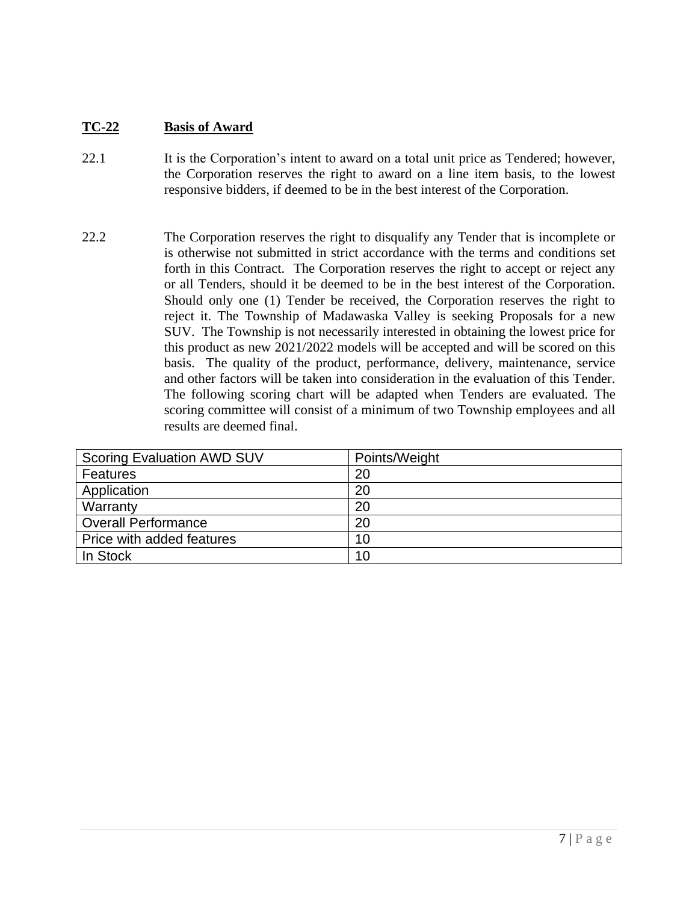## TC-22 Basis of Award

22.1 It is the Corporation's intent to award on a total unit price as Tendered; however, the Corporation reserves the right to award on a line item basis, to the lowest responsive bidders, if deemed to be in the best interest of the Corporation.

22.2 The Corporation reserves the right to disqualify any Tender that is incomplete or is otherwise not submitted in strict accordance with the terms and conditions set forth in this Contract. The Corporation reserves the right to accept or reject any or all Tenders, should it be deemed to be in the best interest of the Corporation. Should only one (1) Tender be received, the Corporation reserves the right to reject it. The Township of Madawaska Valley is seeking Proposals for a new SUV. The Township is not necessarily interested in obtaining the lowest price for this product as new 2021/2022 models will be accepted and will be scored on this basis. The quality of the product, performance, delivery, maintenance, service and other factors will be taken into consideration in the evaluation of this Tender. The following scoring chart will be adapted when Tenders are evaluated. The scoring committee will consist of a minimum of two Township employees and all results are deemed final.

| Scoring Evaluation AWD SUV | Points/Weight |
|---|---|
| Features | 20 |
| Application | 20 |
| Warranty | 20 |
| Overall Performance | 20 |
| Price with added features | 10 |
| In Stock | 10 |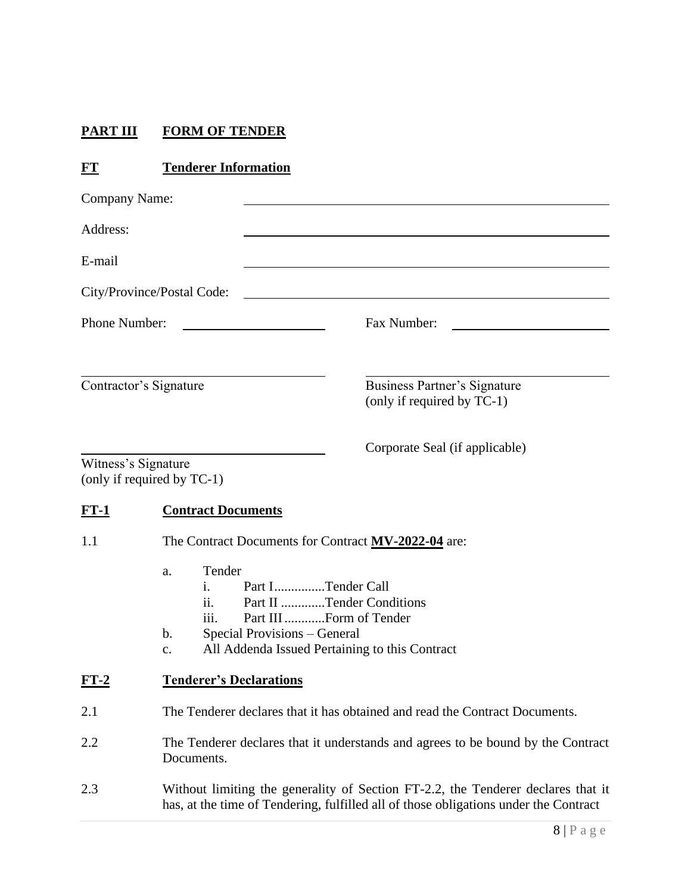## PART III FORM OF TENDER

### FT Tenderer Information

Company Name: ______________________________

Address: ______________________________

E-mail ______________________________

City/Province/Postal Code: ______________________________

Phone Number: ____________________ Fax Number: ____________________

______________________________
Contractor's Signature

______________________________
Business Partner's Signature
(only if required by TC-1)

______________________________
Witness's Signature
(only if required by TC-1)

Corporate Seal (if applicable)

### FT-1 Contract Documents

1.1 The Contract Documents for Contract **MV-2022-04** are:

a. Tender
   i. Part I...............Tender Call
   ii. Part II .............Tender Conditions
   iii. Part III ............Form of Tender
b. Special Provisions – General
c. All Addenda Issued Pertaining to this Contract

### FT-2 Tenderer's Declarations

2.1 The Tenderer declares that it has obtained and read the Contract Documents.

2.2 The Tenderer declares that it understands and agrees to be bound by the Contract Documents.

2.3 Without limiting the generality of Section FT-2.2, the Tenderer declares that it has, at the time of Tendering, fulfilled all of those obligations under the Contract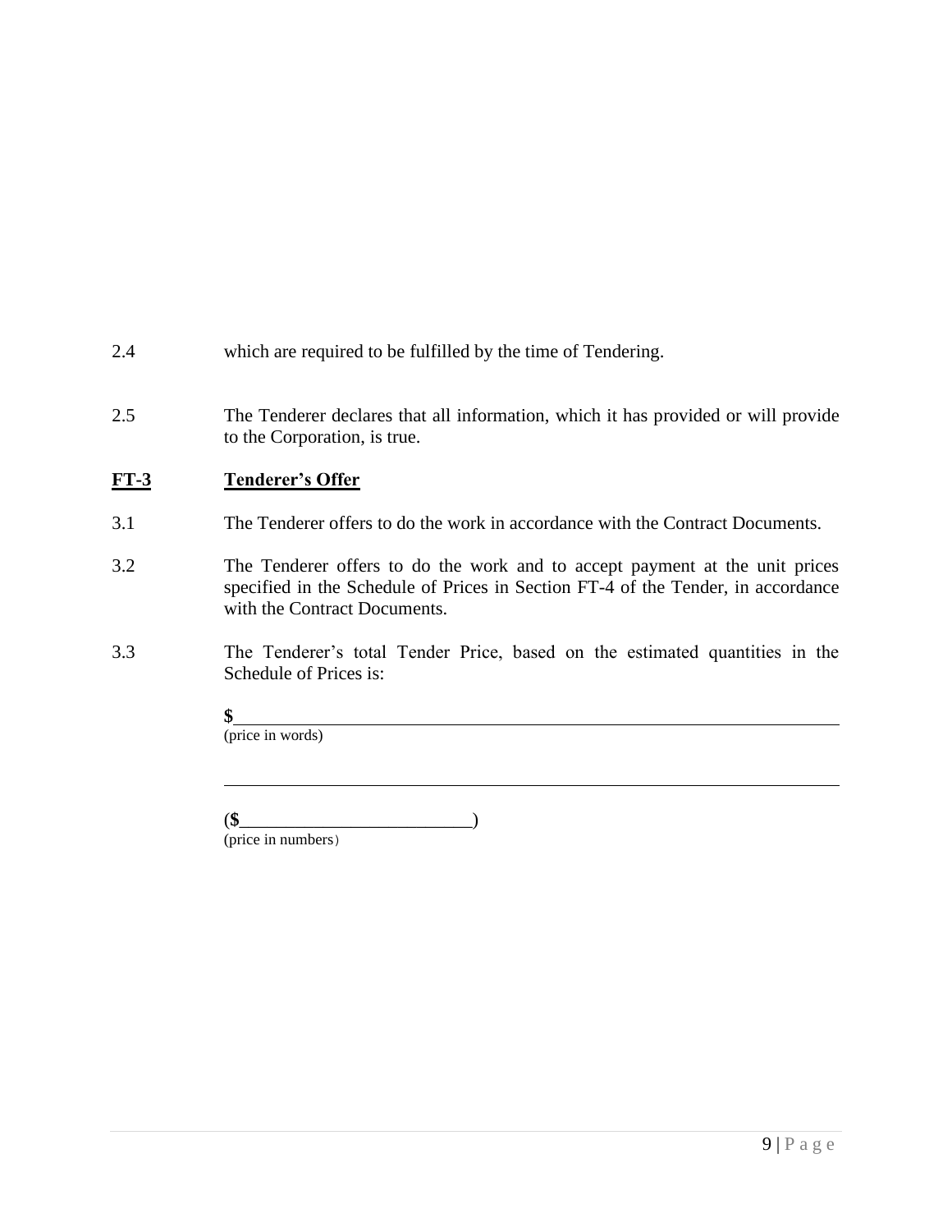2.4 which are required to be fulfilled by the time of Tendering.

2.5 The Tenderer declares that all information, which it has provided or will provide to the Corporation, is true.

## FT-3 Tenderer's Offer

3.1 The Tenderer offers to do the work in accordance with the Contract Documents.

3.2 The Tenderer offers to do the work and to accept payment at the unit prices specified in the Schedule of Prices in Section FT-4 of the Tender, in accordance with the Contract Documents.

3.3 The Tenderer's total Tender Price, based on the estimated quantities in the Schedule of Prices is:

**$**_______________________________________________________________
(price in words)

_______________________________________________________________

(**$**__________________________)
(price in numbers)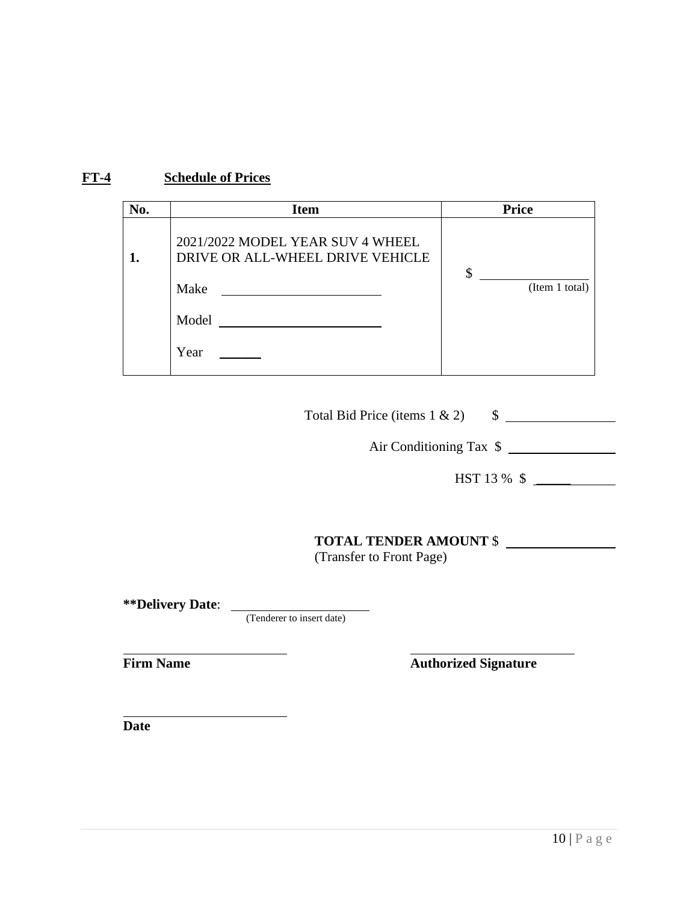## FT-4 Schedule of Prices

| No. | Item | Price |
|---|---|---|
| 1. | 2021/2022 MODEL YEAR SUV 4 WHEEL DRIVE OR ALL-WHEEL DRIVE VEHICLE<br><br>Make \_\_\_\_\_\_\_\_\_\_\_\_\_\_\_\_\_\_\_\_<br><br>Model \_\_\_\_\_\_\_\_\_\_\_\_\_\_\_\_\_\_\_\_<br><br>Year \_\_\_\_\_\_ | $ \_\_\_\_\_\_\_\_\_\_\_\_\_\_\_\_<br>(Item 1 total) |

Total Bid Price (items 1 & 2) $ \_\_\_\_\_\_\_\_\_\_\_\_\_\_\_\_

Air Conditioning Tax $ \_\_\_\_\_\_\_\_\_\_\_\_\_\_\_\_

HST 13 % $ \_\_\_\_\_\_\_\_\_\_\_\_\_\_\_\_

**TOTAL TENDER AMOUNT** $ \_\_\_\_\_\_\_\_\_\_\_\_\_\_\_\_
(Transfer to Front Page)

**\*\*Delivery Date**: \_\_\_\_\_\_\_\_\_\_\_\_\_\_\_\_\_\_\_\_
(Tenderer to insert date)

\_\_\_\_\_\_\_\_\_\_\_\_\_\_\_\_\_\_\_\_\_\_\_\_
**Firm Name**

\_\_\_\_\_\_\_\_\_\_\_\_\_\_\_\_\_\_\_\_\_\_\_\_
**Authorized Signature**

\_\_\_\_\_\_\_\_\_\_\_\_\_\_\_\_\_\_\_\_\_\_\_\_
**Date**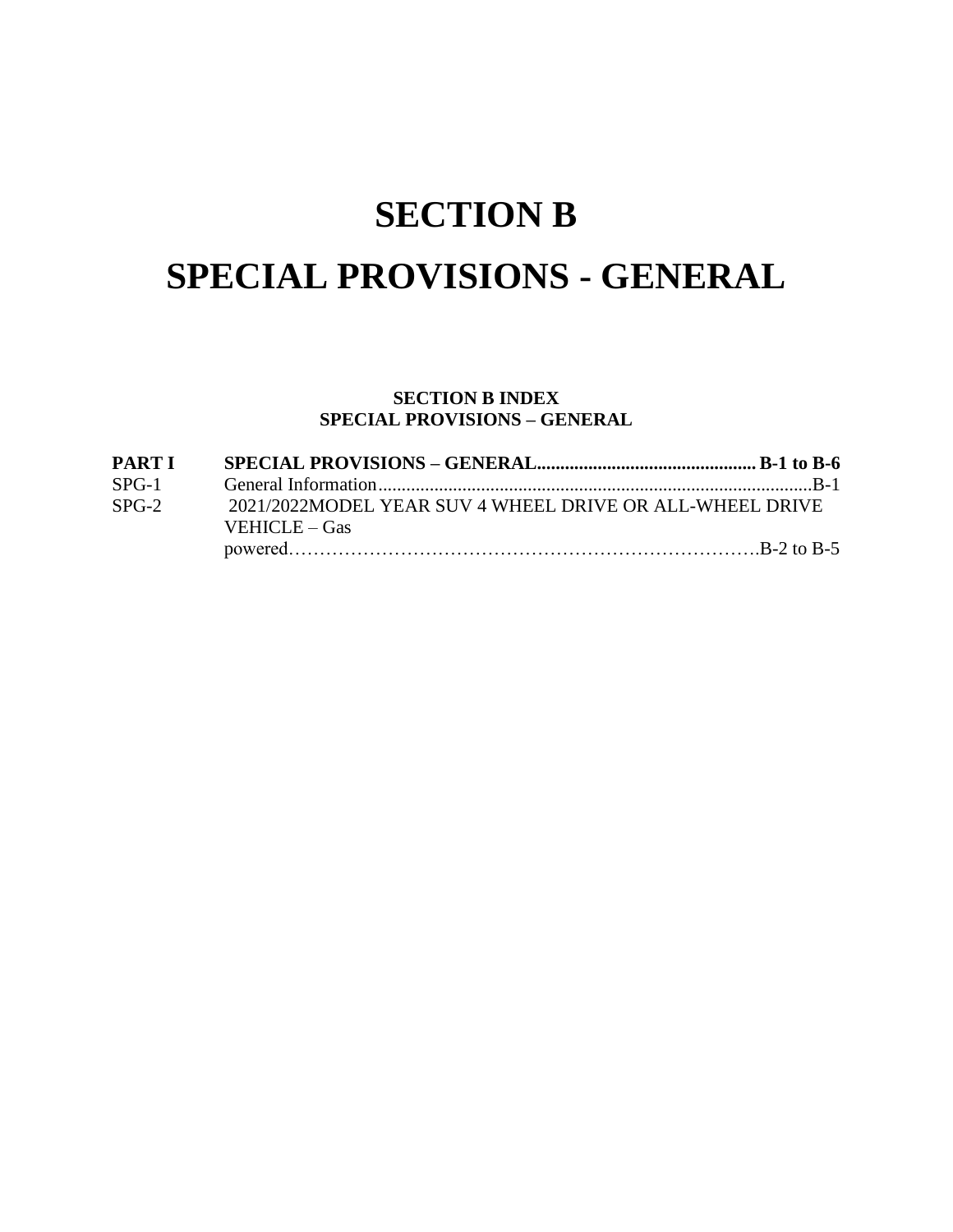# SECTION B

# SPECIAL PROVISIONS - GENERAL

**SECTION B INDEX**
**SPECIAL PROVISIONS – GENERAL**

| | |
|---|---|
| **PART I** | **SPECIAL PROVISIONS – GENERAL................................................ B-1 to B-6** |
| SPG-1 | General Information..............................................................................................B-1 |
| SPG-2 | 2021/2022MODEL YEAR SUV 4 WHEEL DRIVE OR ALL-WHEEL DRIVE VEHICLE – Gas powered………………………………………………………………….B-2 to B-5 |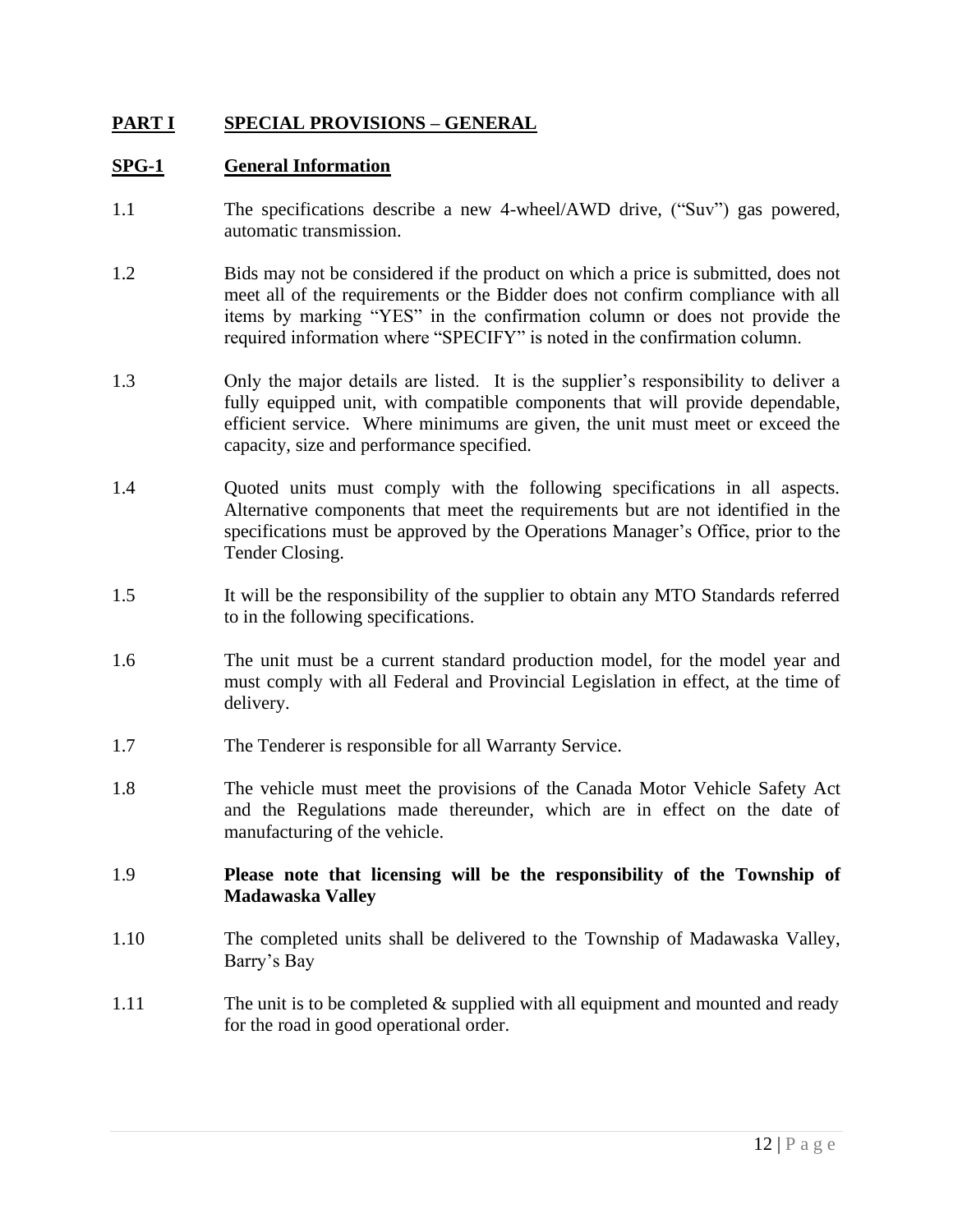## PART I SPECIAL PROVISIONS – GENERAL

### SPG-1 General Information

1.1 The specifications describe a new 4-wheel/AWD drive, ("Suv") gas powered, automatic transmission.

1.2 Bids may not be considered if the product on which a price is submitted, does not meet all of the requirements or the Bidder does not confirm compliance with all items by marking "YES" in the confirmation column or does not provide the required information where "SPECIFY" is noted in the confirmation column.

1.3 Only the major details are listed. It is the supplier's responsibility to deliver a fully equipped unit, with compatible components that will provide dependable, efficient service. Where minimums are given, the unit must meet or exceed the capacity, size and performance specified.

1.4 Quoted units must comply with the following specifications in all aspects. Alternative components that meet the requirements but are not identified in the specifications must be approved by the Operations Manager's Office, prior to the Tender Closing.

1.5 It will be the responsibility of the supplier to obtain any MTO Standards referred to in the following specifications.

1.6 The unit must be a current standard production model, for the model year and must comply with all Federal and Provincial Legislation in effect, at the time of delivery.

1.7 The Tenderer is responsible for all Warranty Service.

1.8 The vehicle must meet the provisions of the Canada Motor Vehicle Safety Act and the Regulations made thereunder, which are in effect on the date of manufacturing of the vehicle.

1.9 **Please note that licensing will be the responsibility of the Township of Madawaska Valley**

1.10 The completed units shall be delivered to the Township of Madawaska Valley, Barry's Bay

1.11 The unit is to be completed & supplied with all equipment and mounted and ready for the road in good operational order.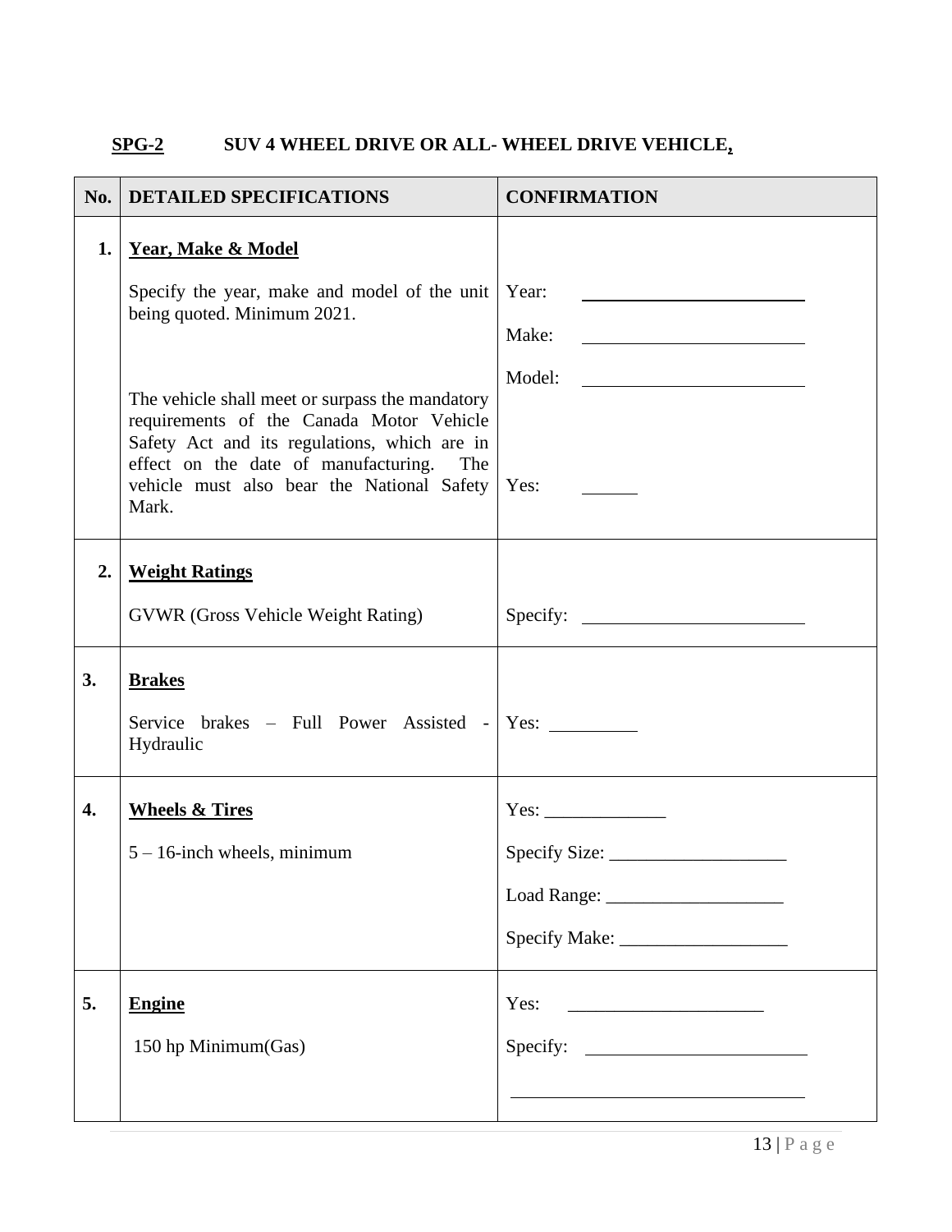**SPG-2 SUV 4 WHEEL DRIVE OR ALL- WHEEL DRIVE VEHICLE,**

| No. | DETAILED SPECIFICATIONS | CONFIRMATION |
|---|---|---|
| 1. | **Year, Make & Model**<br><br>Specify the year, make and model of the unit being quoted. Minimum 2021.<br><br>The vehicle shall meet or surpass the mandatory requirements of the Canada Motor Vehicle Safety Act and its regulations, which are in effect on the date of manufacturing. The vehicle must also bear the National Safety Mark. | Year: ______________<br><br>Make: ______________<br><br>Model: ______________<br><br>Yes: ______ |
| 2. | **Weight Ratings**<br><br>GVWR (Gross Vehicle Weight Rating) | Specify: ______________ |
| 3. | **Brakes**<br><br>Service brakes – Full Power Assisted - Hydraulic | Yes: __________ |
| 4. | **Wheels & Tires**<br><br>5 – 16-inch wheels, minimum | Yes: ______________<br><br>Specify Size: ______________<br><br>Load Range: ______________<br><br>Specify Make: ______________ |
| 5. | **Engine**<br><br>150 hp Minimum(Gas) | Yes: ______________<br><br>Specify: ______________<br><br>______________ |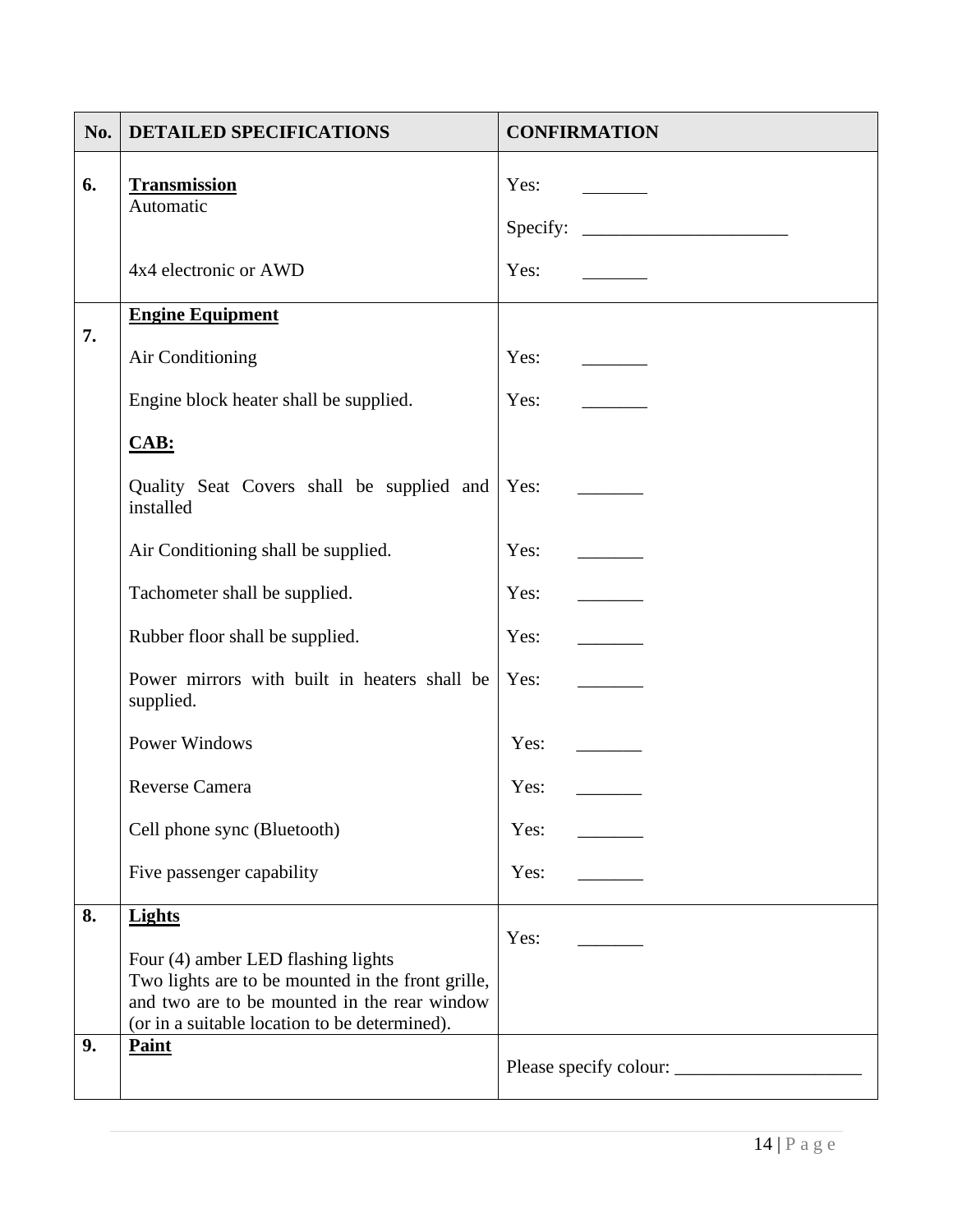| No. | DETAILED SPECIFICATIONS | CONFIRMATION |
| --- | --- | --- |
| 6. | **Transmission**<br>Automatic<br><br>4x4 electronic or AWD | Yes: _______<br>Specify: ______________________<br><br>Yes: _______ |
| 7. | **Engine Equipment**<br><br>Air Conditioning<br><br>Engine block heater shall be supplied.<br><br>**CAB:**<br><br>Quality Seat Covers shall be supplied and installed<br><br>Air Conditioning shall be supplied.<br><br>Tachometer shall be supplied.<br><br>Rubber floor shall be supplied.<br><br>Power mirrors with built in heaters shall be supplied.<br><br>Power Windows<br><br>Reverse Camera<br><br>Cell phone sync (Bluetooth)<br><br>Five passenger capability | <br><br>Yes: _______<br><br>Yes: _______<br><br><br><br>Yes: _______<br><br>Yes: _______<br><br>Yes: _______<br><br>Yes: _______<br><br>Yes: _______<br><br>Yes: _______<br><br>Yes: _______<br><br>Yes: _______<br><br>Yes: _______ |
| 8. | **Lights**<br><br>Four (4) amber LED flashing lights<br>Two lights are to be mounted in the front grille, and two are to be mounted in the rear window (or in a suitable location to be determined). | Yes: _______ |
| 9. | **Paint** | Please specify colour: ____________________ |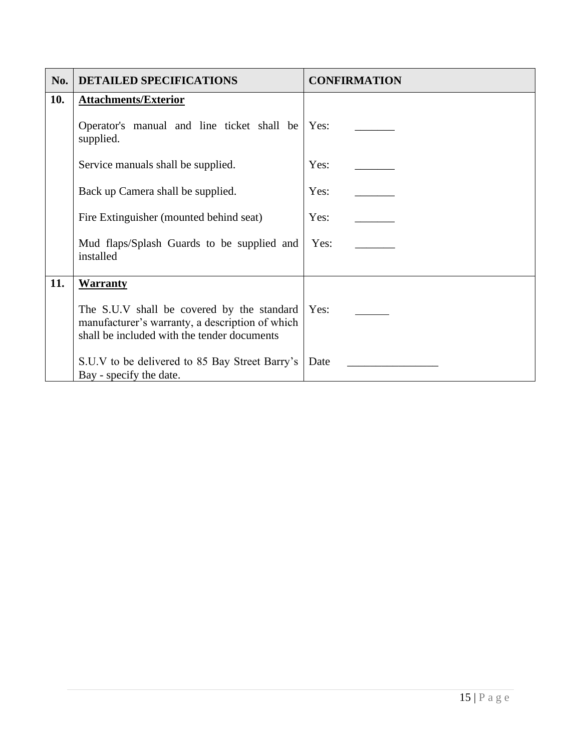| No. | DETAILED SPECIFICATIONS | CONFIRMATION |
|---|---|---|
| 10. | **Attachments/Exterior** | |
| | Operator's manual and line ticket shall be supplied. | Yes: _______ |
| | Service manuals shall be supplied. | Yes: _______ |
| | Back up Camera shall be supplied. | Yes: _______ |
| | Fire Extinguisher (mounted behind seat) | Yes: _______ |
| | Mud flaps/Splash Guards to be supplied and installed | Yes: _______ |
| 11. | **Warranty** | |
| | The S.U.V shall be covered by the standard manufacturer's warranty, a description of which shall be included with the tender documents | Yes: ______ |
| | S.U.V to be delivered to 85 Bay Street Barry's Bay - specify the date. | Date ________________ |